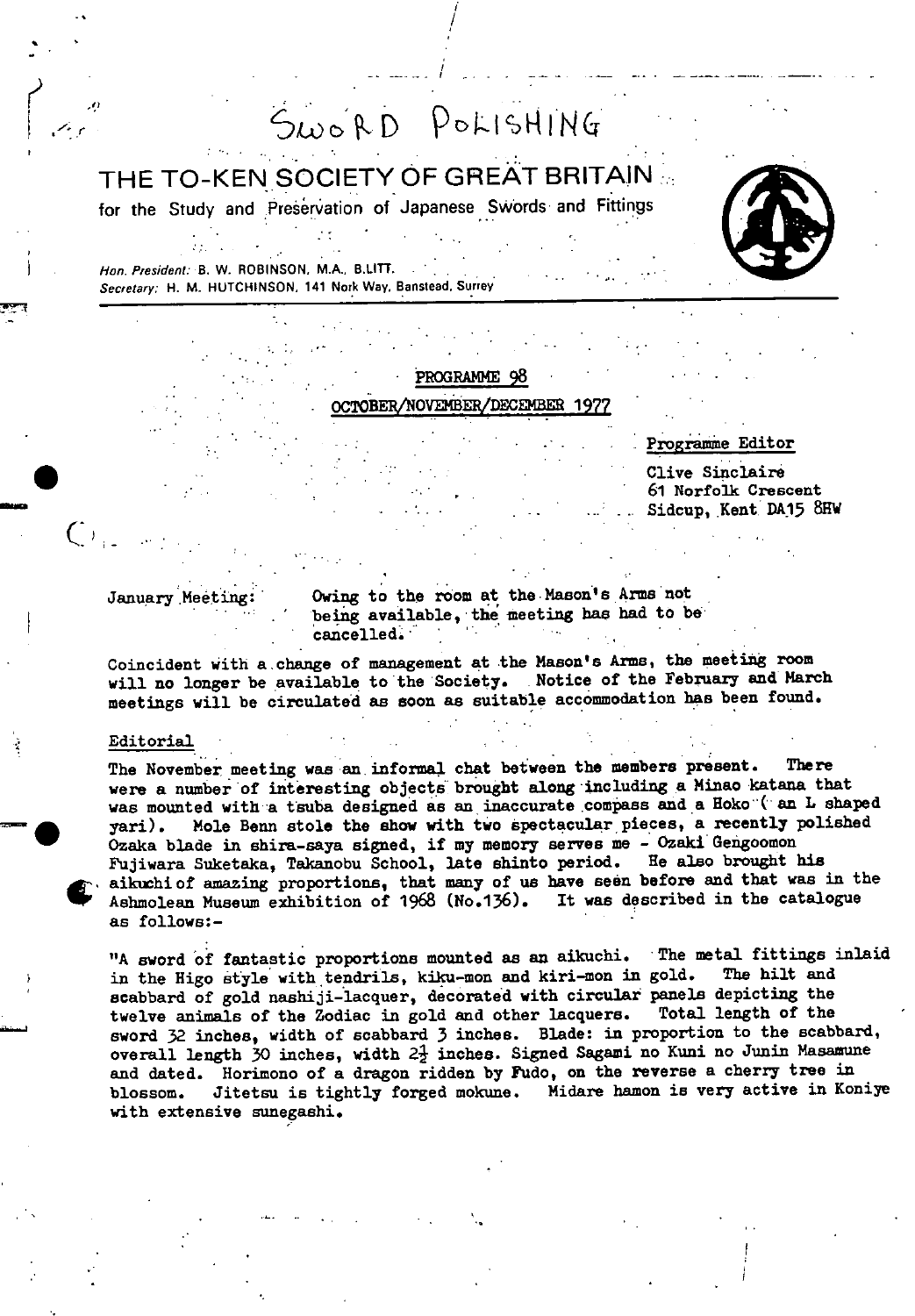SWORD POLISHING

# THE TO-KEN SOCIETY OF GREAT BRITAIN

for the Study and Preservation of Japanese Swords and Fittings

*Hon. President:* B. W. ROBINSON, M.A., B.LITT.
*Secretary:* H. M. HUTCHINSON, 141 Nork Way, Banstead, Surrey

## PROGRAMME 98

## OCTOBER/NOVEMBER/DECEMBER 1977

Programme Editor

Clive Sinclaire
61 Norfolk Crescent
Sidcup, Kent DA15 8HW

January Meeting: Owing to the room at the Mason's Arms not being available, the meeting has had to be cancelled.

Coincident with a change of management at the Mason's Arms, the meeting room will no longer be available to the Society. Notice of the February and March meetings will be circulated as soon as suitable accommodation has been found.

### Editorial

The November meeting was an informal chat between the members present. There were a number of interesting objects brought along including a Minao katana that was mounted with a tsuba designed as an inaccurate compass and a Hoko ( an L shaped yari). Mole Benn stole the show with two spectacular pieces, a recently polished Ozaka blade in shira-saya signed, if my memory serves me - Ozaki Gengoomon Fujiwara Suketaka, Takanobu School, late shinto period. He also brought his aikuchi of amazing proportions, that many of us have seen before and that was in the Ashmolean Museum exhibition of 1968 (No.136). It was described in the catalogue as follows:-

"A sword of fantastic proportions mounted as an aikuchi. The metal fittings inlaid in the Higo style with tendrils, kiku-mon and kiri-mon in gold. The hilt and scabbard of gold nashiji-lacquer, decorated with circular panels depicting the twelve animals of the Zodiac in gold and other lacquers. Total length of the sword 32 inches, width of scabbard 3 inches. Blade: in proportion to the scabbard, overall length 30 inches, width 2½ inches. Signed Sagami no Kuni no Junin Masamune and dated. Horimono of a dragon ridden by Fudo, on the reverse a cherry tree in blossom. Jitetsu is tightly forged mokume. Midare hamon is very active in Koniye with extensive sunegashi.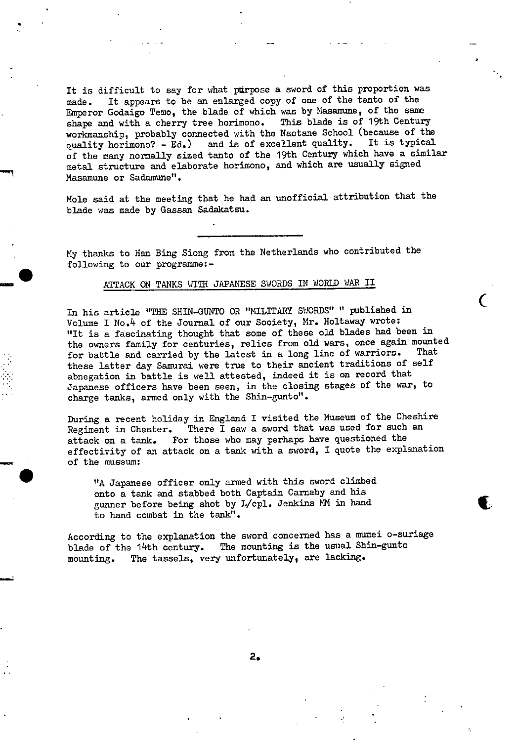It is difficult to say for what purpose a sword of this proportion was made. It appears to be an enlarged copy of one of the tanto of the Emperor Godaigo Temo, the blade of which was by Masamune, of the same shape and with a cherry tree horimono. This blade is of 19th Century workmanship, probably connected with the Naotane School (because of the quality horimono? - Ed.) and is of excellent quality. It is typical of the many normally sized tanto of the 19th Century which have a similar metal structure and elaborate horimono, and which are usually signed Masamune or Sadamune".

Mole said at the meeting that he had an unofficial attribution that the blade was made by Gassan Sadakatsu.

---

My thanks to Han Bing Siong from the Netherlands who contributed the following to our programme:-

## ATTACK ON TANKS WITH JAPANESE SWORDS IN WORLD WAR II

In his article "THE SHIN-GUNTO OR "MILITARY SWORDS" " published in Volume I No.4 of the Journal of our Society, Mr. Holtaway wrote: "It is a fascinating thought that some of these old blades had been in the owners family for centuries, relics from old wars, once again mounted for battle and carried by the latest in a long line of warriors. That these latter day Samurai were true to their ancient traditions of self abnegation in battle is well attested, indeed it is on record that Japanese officers have been seen, in the closing stages of the war, to charge tanks, armed only with the Shin-gunto".

During a recent holiday in England I visited the Museum of the Cheshire Regiment in Chester. There I saw a sword that was used for such an attack on a tank. For those who may perhaps have questioned the effectivity of an attack on a tank with a sword, I quote the explanation of the museum:

> "A Japanese officer only armed with this sword climbed onto a tank and stabbed both Captain Carnaby and his gunner before being shot by L/cpl. Jenkins MM in hand to hand combat in the tank".

According to the explanation the sword concerned has a mumei o-suriage blade of the 14th century. The mounting is the usual Shin-gunto mounting. The tassels, very unfortunately, are lacking.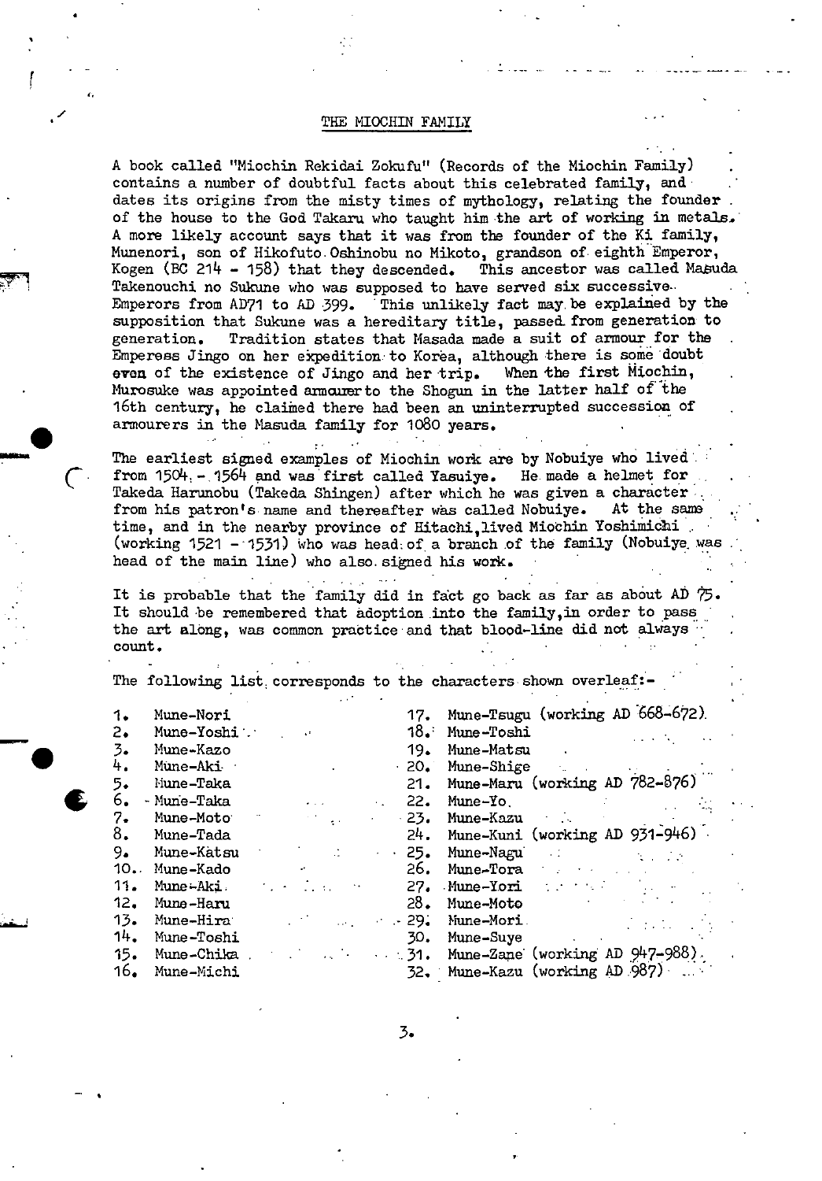# THE MIOCHIN FAMILY

A book called "Miochin Rekidai Zokufu" (Records of the Miochin Family) contains a number of doubtful facts about this celebrated family, and dates its origins from the misty times of mythology, relating the founder of the house to the God Takaru who taught him the art of working in metals. A more likely account says that it was from the founder of the Ki family, Munenori, son of Hikofuto Oshinobu no Mikoto, grandson of eighth Emperor, Kogen (BC 214 - 158) that they descended. This ancestor was called Masuda Takenouchi no Sukune who was supposed to have served six successive Emperors from AD71 to AD 399. This unlikely fact may be explained by the supposition that Sukune was a hereditary title, passed from generation to generation. Tradition states that Masada made a suit of armour for the Empress Jingo on her expedition to Korea, although there is some doubt even of the existence of Jingo and her trip. When the first Miochin, Murosuke was appointed armourer to the Shogun in the latter half of the 16th century, he claimed there had been an uninterrupted succession of armourers in the Masuda family for 1080 years.

The earliest signed examples of Miochin work are by Nobuiye who lived from 1504 - 1564 and was first called Yasuiye. He made a helmet for Takeda Harunobu (Takeda Shingen) after which he was given a character from his patron's name and thereafter was called Nobuiye. At the same time, and in the nearby province of Hitachi, lived Miochin Yoshimichi (working 1521 - 1531) who was head of a branch of the family (Nobuiye was head of the main line) who also signed his work.

It is probable that the family did in fact go back as far as about AD 75. It should be remembered that adoption into the family, in order to pass the art along, was common practice and that blood-line did not always count.

The following list corresponds to the characters shown overleaf:-

1. Mune-Nori
2. Mune-Yoshi
3. Mune-Kazo
4. Mune-Aki
5. Mune-Taka
6. Mune-Taka
7. Mune-Moto
8. Mune-Tada
9. Mune-Katsu
10. Mune-Kado
11. Mune-Aki
12. Mune-Haru
13. Mune-Hira
14. Mune-Toshi
15. Mune-Chika
16. Mune-Michi
17. Mune-Tsugu (working AD 668-672)
18. Mune-Toshi
19. Mune-Matsu
20. Mune-Shige
21. Mune-Maru (working AD 782-876)
22. Mune-Yo
23. Mune-Kazu
24. Mune-Kuni (working AD 931-946)
25. Mune-Nagu
26. Mune-Tora
27. Mune-Yori
28. Mune-Moto
29. Mune-Mori
30. Mune-Suye
31. Mune-Zane (working AD 947-988)
32. Mune-Kazu (working AD 987)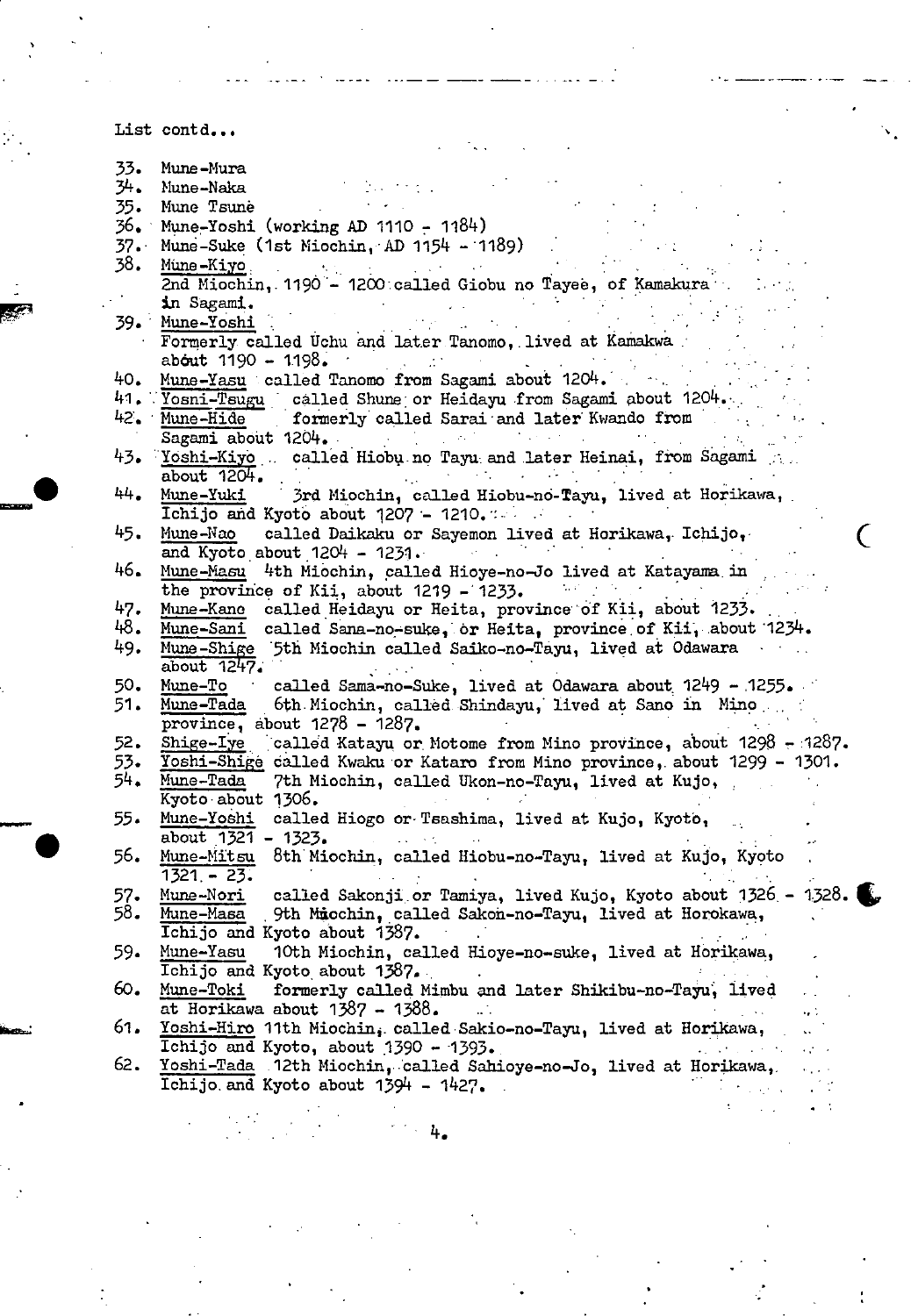List contd...

33. Mune-Mura
34. Mune-Naka
35. Mune Tsune
36. Mune-Yoshi (working AD 1110 - 1184)
37. Mune-Suke (1st Miochin, AD 1154 - 1189)
38. Mune-Kiyo
    2nd Miochin, 1190 - 1200 called Giobu no Tayee, of Kamakura in Sagami.
39. Mune-Yoshi
    Formerly called Uchu and later Tanomo, lived at Kamakwa about 1190 - 1198.
40. Mune-Yasu called Tanomo from Sagami about 1204.
41. Yosni-Tsugu called Shune or Heidayu from Sagami about 1204.
42. Mune-Hide formerly called Sarai and later Kwando from Sagami about 1204.
43. Yoshi-Kiyo called Hiobu no Tayu and later Heinai, from Sagami about 1204.
44. Mune-Yuki 3rd Miochin, called Hiobu-no-Tayu, lived at Horikawa, Ichijo and Kyoto about 1207 - 1210.
45. Mune-Nao called Daikaku or Sayemon lived at Horikawa, Ichijo, and Kyoto about 1204 - 1231.
46. Mune-Masu 4th Miochin, called Hioye-no-Jo lived at Katayama in the province of Kii, about 1219 - 1233.
47. Mune-Kano called Heidayu or Heita, province of Kii, about 1233.
48. Mune-Sani called Sana-no-suke, or Heita, province of Kii, about 1234.
49. Mune-Shige 5th Miochin called Saiko-no-Tayu, lived at Odawara about 1247.
50. Mune-To called Sama-no-Suke, lived at Odawara about 1249 - 1255.
51. Mune-Tada 6th Miochin, called Shindayu, lived at Sano in Mino province, about 1278 - 1287.
52. Shige-Iye called Katayu or Motome from Mino province, about 1298 - 1287.
53. Yoshi-Shige called Kwaku or Kataro from Mino province, about 1299 - 1301.
54. Mune-Tada 7th Miochin, called Ukon-no-Tayu, lived at Kujo, Kyoto about 1306.
55. Mune-Yoshi called Hiogo or Tsashima, lived at Kujo, Kyoto, about 1321 - 1323.
56. Mune-Mitsu 8th Miochin, called Hiobu-no-Tayu, lived at Kujo, Kyoto 1321 - 23.
57. Mune-Nori called Sakonji or Tamiya, lived Kujo, Kyoto about 1326 - 1328.
58. Mune-Masa 9th Miochin, called Sakon-no-Tayu, lived at Horokawa, Ichijo and Kyoto about 1387.
59. Mune-Yasu 10th Miochin, called Hioye-no-suke, lived at Horikawa, Ichijo and Kyoto about 1387.
60. Mune-Toki formerly called Mimbu and later Shikibu-no-Tayu, lived at Horikawa about 1387 - 1388.
61. Yoshi-Hiro 11th Miochin, called Sakio-no-Tayu, lived at Horikawa, Ichijo and Kyoto, about 1390 - 1393.
62. Yoshi-Tada 12th Miochin, called Sahioye-no-Jo, lived at Horikawa, Ichijo and Kyoto about 1394 - 1427.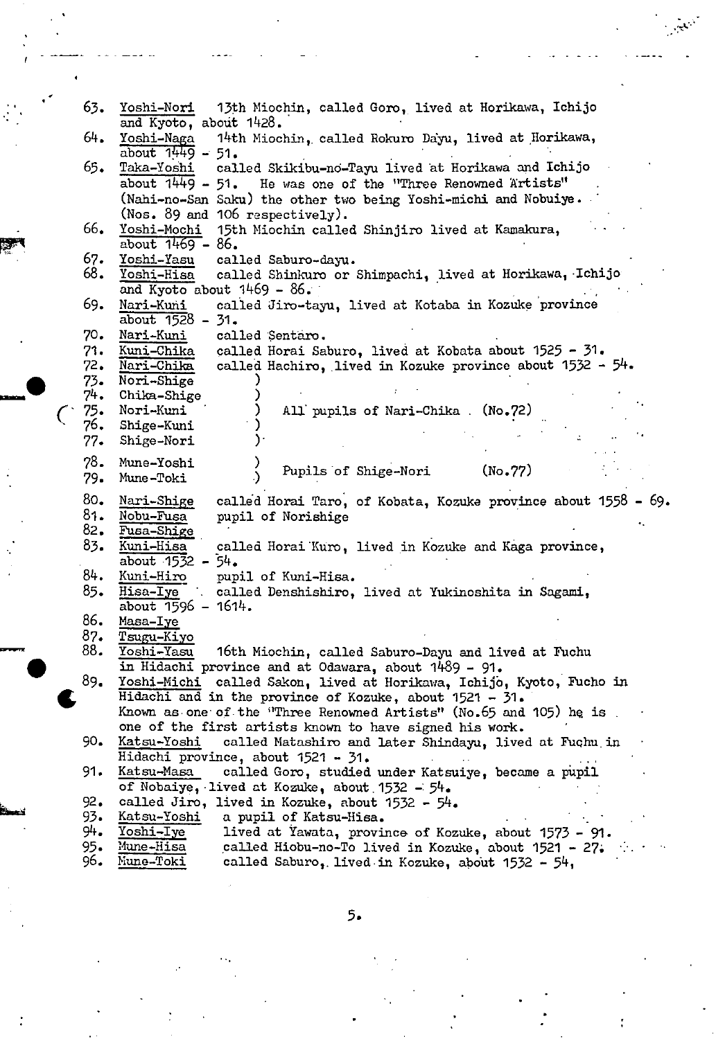63. Yoshi-Nori 13th Miochin, called Goro, lived at Horikawa, Ichijo and Kyoto, about 1428.
64. Yoshi-Naga 14th Miochin, called Rokuro Dayu, lived at Horikawa, about 1449 - 51.
65. Taka-Yoshi called Skikibu-no-Tayu lived at Horikawa and Ichijo about 1449 - 51. He was one of the "Three Renowned Artists" (Nahi-no-San Saku) the other two being Yoshi-michi and Nobuiye. (Nos. 89 and 106 respectively).
66. Yoshi-Mochi 15th Miochin called Shinjiro lived at Kamakura, about 1469 - 86.
67. Yoshi-Yasu called Saburo-dayu.
68. Yoshi-Hisa called Shinkuro or Shimpachi, lived at Horikawa, Ichijo and Kyoto about 1469 - 86.
69. Nari-Kuni called Jiro-tayu, lived at Kotaba in Kozuke province about 1528 - 31.
70. Nari-Kuni called Sentaro.
71. Kuni-Chika called Horai Saburo, lived at Kobata about 1525 - 31.
72. Nari-Chika called Hachiro, lived in Kozuke province about 1532 - 54.
73. Nori-Shige )
74. Chika-Shige )
75. Nori-Kuni ) All pupils of Nari-Chika (No.72)
76. Shige-Kuni )
77. Shige-Nori )

78. Mune-Yoshi ) Pupils of Shige-Nori (No.77)
79. Mune-Toki )

80. Nari-Shige called Horai Taro, of Kobata, Kozuke province about 1558 - 69.
81. Nobu-Fusa pupil of Norishige
82. Fusa-Shige
83. Kuni-Hisa called Horai Kuro, lived in Kozuke and Kaga province, about 1532 - 54.
84. Kuni-Hiro pupil of Kuni-Hisa.
85. Hisa-Iye called Denshishiro, lived at Yukinoshita in Sagami, about 1596 - 1614.
86. Masa-Iye
87. Tsugu-Kiyo
88. Yoshi-Yasu 16th Miochin, called Saburo-Dayu and lived at Fuchu in Hidachi province and at Odawara, about 1489 - 91.
89. Yoshi-Michi called Sakon, lived at Horikawa, Ichijo, Kyoto, Fucho in Hidachi and in the province of Kozuke, about 1521 - 31. Known as one of the "Three Renowned Artists" (No.65 and 105) he is one of the first artists known to have signed his work.
90. Katsu-Yoshi called Matashiro and later Shindayu, lived at Fuchu in Hidachi province, about 1521 - 31.
91. Katsu-Masa called Goro, studied under Katsuiye, became a pupil of Nobaiye, lived at Kozuke, about 1532 - 54.
92. called Jiro, lived in Kozuke, about 1532 - 54.
93. Katsu-Yoshi a pupil of Katsu-Hisa.
94. Yoshi-Iye lived at Yawata, province of Kozuke, about 1573 - 91.
95. Mune-Hisa called Hiobu-no-To lived in Kozuke, about 1521 - 27.
96. Mune-Toki called Saburo, lived in Kozuke, about 1532 - 54,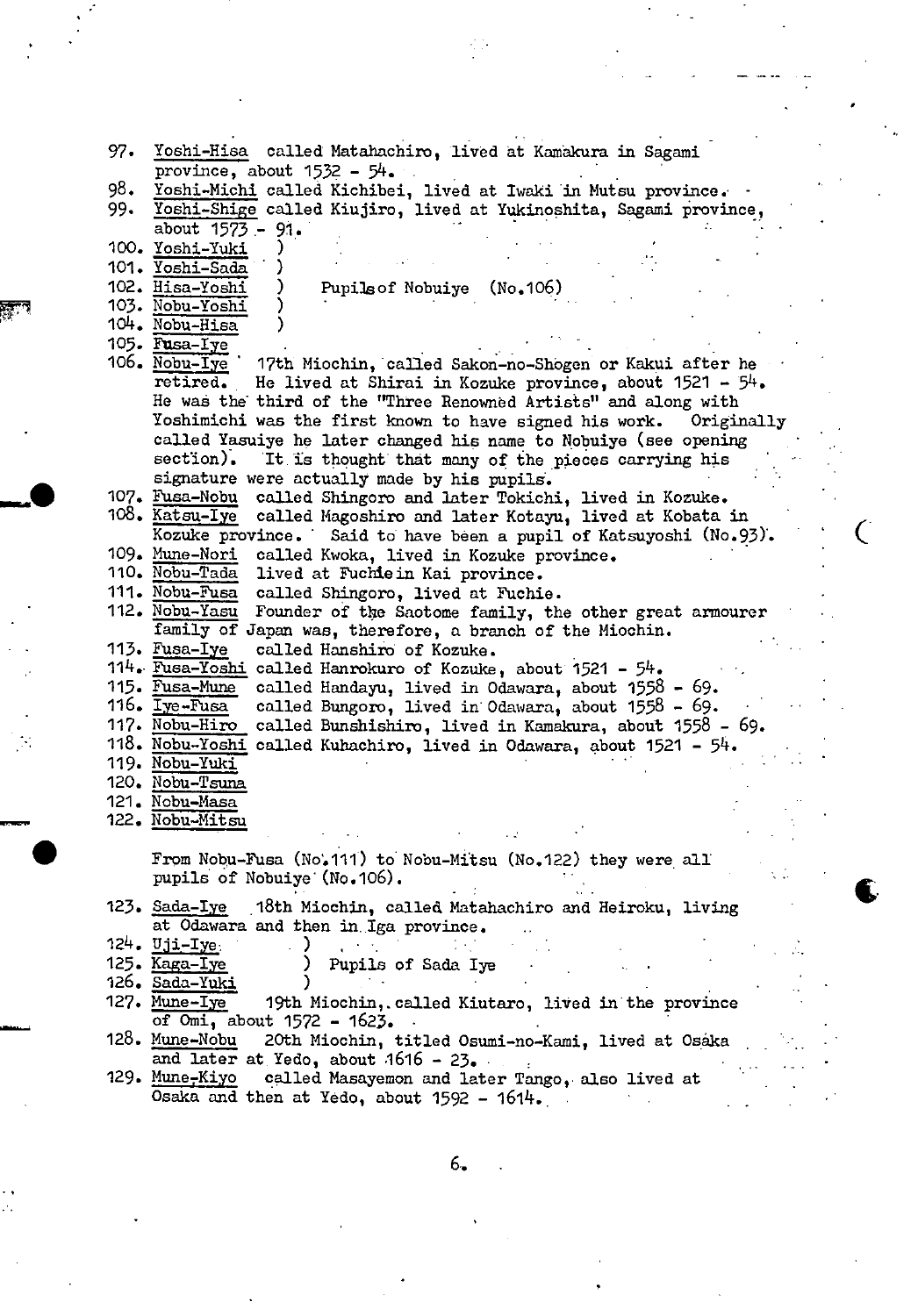97. Yoshi-Hisa called Matahachiro, lived at Kamakura in Sagami province, about 1532 - 54.
98. Yoshi-Michi called Kichibei, lived at Iwaki in Mutsu province.
99. Yoshi-Shige called Kiujiro, lived at Yukinoshita, Sagami province, about 1573 - 91.
100. Yoshi-Yuki )
101. Yoshi-Sada )
102. Hisa-Yoshi ) Pupils of Nobuiye (No.106)
103. Nobu-Yoshi )
104. Nobu-Hisa )
105. Fusa-Iye
106. Nobu-Iye 17th Miochin, called Sakon-no-Shogen or Kakui after he retired. He lived at Shirai in Kozuke province, about 1521 - 54. He was the third of the "Three Renowned Artists" and along with Yoshimichi was the first known to have signed his work. Originally called Yasuiye he later changed his name to Nobuiye (see opening section). It is thought that many of the pieces carrying his signature were actually made by his pupils.
107. Fusa-Nobu called Shingoro and later Tokichi, lived in Kozuke.
108. Katsu-Iye called Magoshiro and later Kotayu, lived at Kobata in Kozuke province. Said to have been a pupil of Katsuyoshi (No.93).
109. Mune-Nori called Kwoka, lived in Kozuke province.
110. Nobu-Tada lived at Fuchie in Kai province.
111. Nobu-Fusa called Shingoro, lived at Fuchie.
112. Nobu-Yasu Founder of the Saotome family, the other great armourer family of Japan was, therefore, a branch of the Miochin.
113. Fusa-Iye called Hanshiro of Kozuke.
114. Fusa-Yoshi called Hanrokuro of Kozuke, about 1521 - 54.
115. Fusa-Mune called Handayu, lived in Odawara, about 1558 - 69.
116. Iye-Fusa called Bungoro, lived in Odawara, about 1558 - 69.
117. Nobu-Hiro called Bunshishiro, lived in Kamakura, about 1558 - 69.
118. Nobu-Yoshi called Kuhachiro, lived in Odawara, about 1521 - 54.
119. Nobu-Yuki
120. Nobu-Tsuna
121. Nobu-Masa
122. Nobu-Mitsu

From Nobu-Fusa (No.111) to Nobu-Mitsu (No.122) they were all pupils of Nobuiye (No.106).

123. Sada-Iye 18th Miochin, called Matahachiro and Heiroku, living at Odawara and then in Iga province.
124. Uji-Iye )
125. Kaga-Iye ) Pupils of Sada Iye
126. Sada-Yuki )
127. Mune-Iye 19th Miochin, called Kiutaro, lived in the province of Omi, about 1572 - 1623.
128. Mune-Nobu 20th Miochin, titled Osumi-no-Kami, lived at Osaka and later at Yedo, about 1616 - 23.
129. Mune-Kiyo called Masayemon and later Tango, also lived at Osaka and then at Yedo, about 1592 - 1614.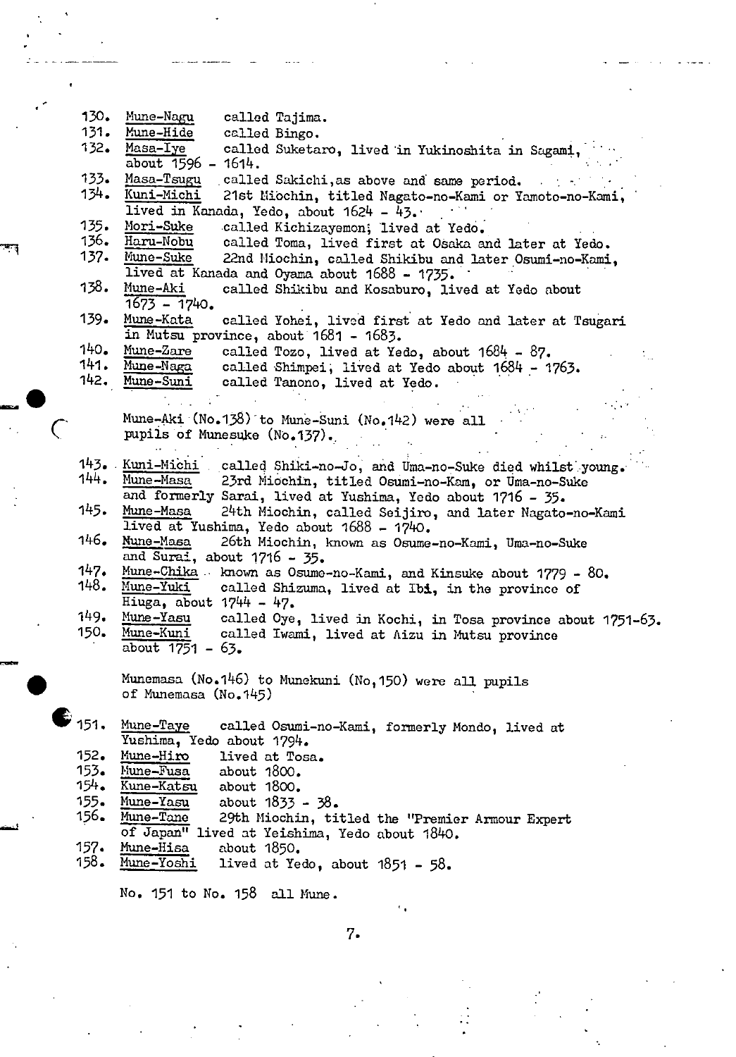130. <u>Mune-Nagu</u> called Tajima.
131. <u>Mune-Hide</u> called Bingo.
132. <u>Masa-Iye</u> called Suketaro, lived in Yukinoshita in Sagami, about 1596 - 1614.
133. <u>Masa-Tsugu</u> called Sakichi, as above and same period.
134. <u>Kuni-Michi</u> 21st Miochin, titled Nagato-no-Kami or Yamoto-no-Kami, lived in Kanada, Yedo, about 1624 - 43.
135. <u>Mori-Suke</u> called Kichizayemon; lived at Yedo.
136. <u>Haru-Nobu</u> called Toma, lived first at Osaka and later at Yedo.
137. <u>Mune-Suke</u> 22nd Miochin, called Shikibu and later Osumi-no-Kami, lived at Kanada and Oyama about 1688 - 1735.
138. <u>Mune-Aki</u> called Shikibu and Kosaburo, lived at Yedo about 1673 - 1740.
139. <u>Mune-Kata</u> called Yohei, lived first at Yedo and later at Tsugari in Mutsu province, about 1681 - 1683.
140. <u>Mune-Zare</u> called Tozo, lived at Yedo, about 1684 - 87.
141. <u>Mune-Naga</u> called Shimpei, lived at Yedo about 1684 - 1763.
142. <u>Mune-Suni</u> called Tanono, lived at Yedo.

Mune-Aki (No.138) to Mune-Suni (No.142) were all pupils of Munesuke (No.137).

143. <u>Kuni-Michi</u> called Shiki-no-Jo, and Uma-no-Suke died whilst young.
144. <u>Mune-Masa</u> 23rd Miochin, titled Osumi-no-Kam, or Uma-no-Suke and formerly Sarai, lived at Yushima, Yedo about 1716 - 35.
145. <u>Mune-Masa</u> 24th Miochin, called Seijiro, and later Nagato-no-Kami lived at Yushima, Yedo about 1688 - 1740.
146. <u>Mune-Masa</u> 26th Miochin, known as Osume-no-Kami, Uma-no-Suke and Surai, about 1716 - 35.
147. <u>Mune-Chika</u> known as Osume-no-Kami, and Kinsuke about 1779 - 80.
148. <u>Mune-Yuki</u> called Shizuma, lived at Ibi, in the province of Hiuga, about 1744 - 47.
149. <u>Mune-Yasu</u> called Oye, lived in Kochi, in Tosa province about 1751-63.
150. <u>Mune-Kuni</u> called Iwami, lived at Aizu in Mutsu province about 1751 - 63.

Munemasa (No.146) to Munekuni (No,150) were all pupils of Munemasa (No.145)

151. <u>Mune-Taye</u> called Osumi-no-Kami, formerly Mondo, lived at Yushima, Yedo about 1794.
152. <u>Mune-Hiro</u> lived at Tosa.
153. <u>Mune-Fusa</u> about 1800.
154. <u>Kune-Katsu</u> about 1800.
155. <u>Mune-Yasu</u> about 1833 - 38.
156. <u>Mune-Tane</u> 29th Miochin, titled the "Premier Armour Expert of Japan" lived at Yeishima, Yedo about 1840.
157. <u>Mune-Hisa</u> about 1850.
158. <u>Mune-Yoshi</u> lived at Yedo, about 1851 - 58.

No. 151 to No. 158 all Mune.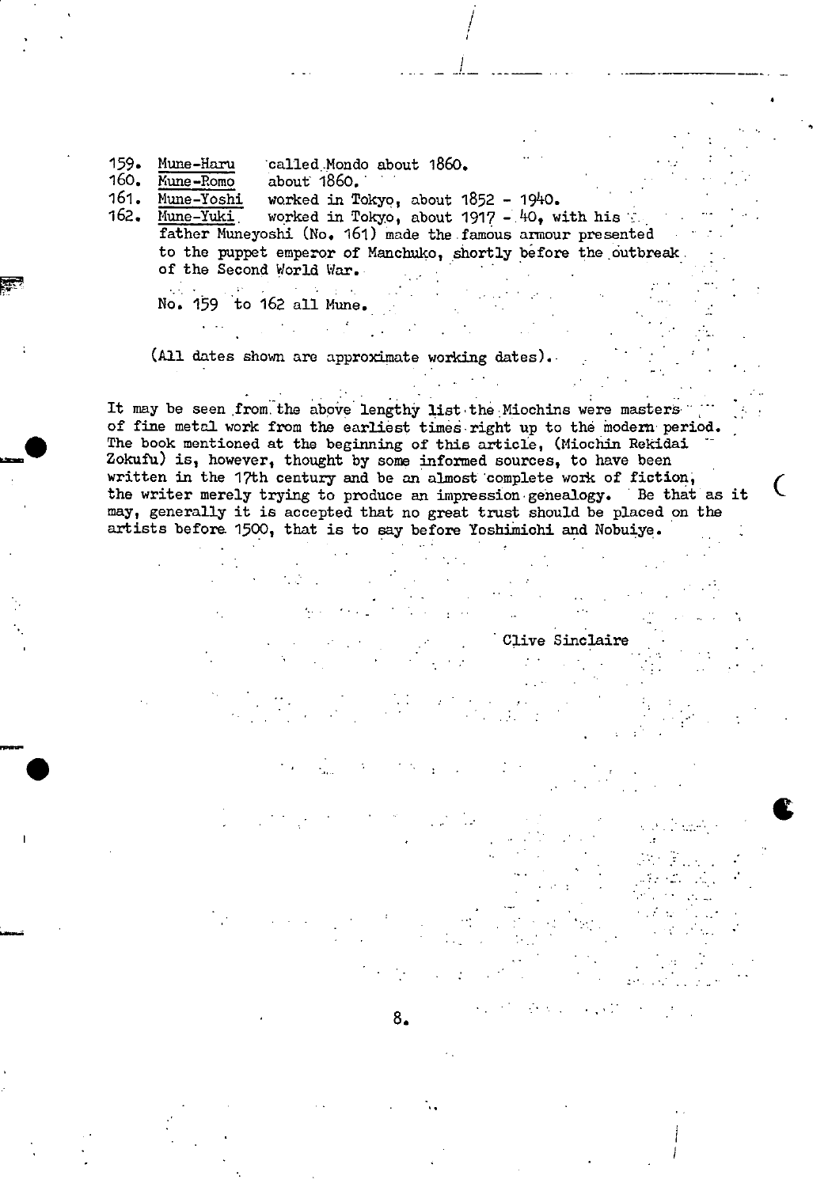159. <u>Mune-Haru</u> called Mondo about 1860.
160. <u>Mune-Romo</u> about 1860.
161. <u>Mune-Yoshi</u> worked in Tokyo, about 1852 - 1940.
162. <u>Mune-Yuki</u> worked in Tokyo, about 1917 - 40, with his father Muneyoshi (No. 161) made the famous armour presented to the puppet emperor of Manchuko, shortly before the outbreak of the Second World War.

No. 159 to 162 all Mune.

(All dates shown are approximate working dates).

It may be seen from the above lengthy list the Miochins were masters of fine metal work from the earliest times right up to the modern period. The book mentioned at the beginning of this article, (Miochin Rekidai Zokufu) is, however, thought by some informed sources, to have been written in the 17th century and be an almost complete work of fiction, the writer merely trying to produce an impression genealogy. Be that as it may, generally it is accepted that no great trust should be placed on the artists before 1500, that is to say before Yoshimichi and Nobuiye.

Clive Sinclaire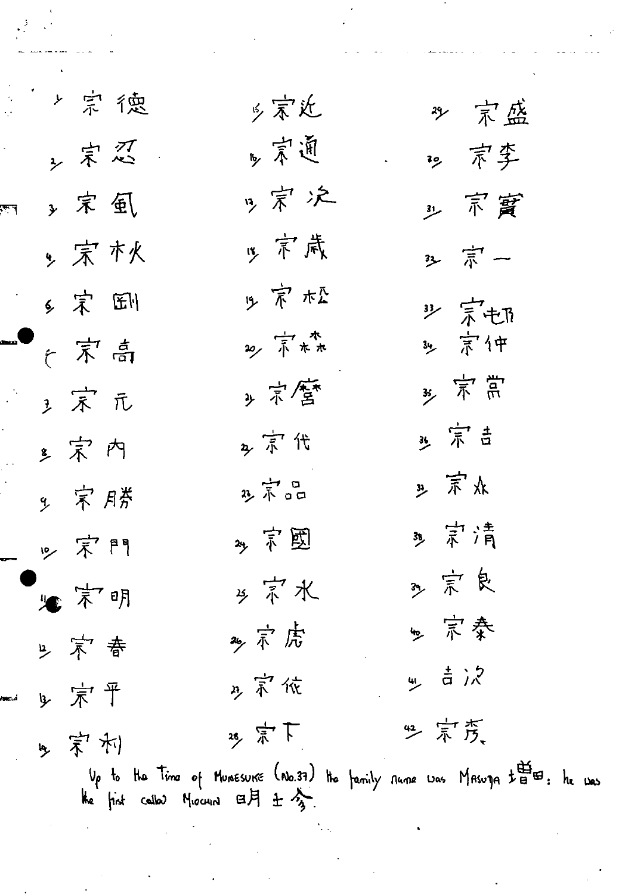1. 宗徳
2. 宗忍
3. 宗氫
4. 宗杁
5. 宗剛
6. 宗高
7. 宗元
8. 宗内
9. 宗勝
10. 宗門
11. 宗明
12. 宗春
13. 宗平
14. 宗利
15. 宗近
16. 宗通
17. 宗次
18. 宗歳
19. 宗松
20. 宗森
21. 宗營
22. 宗代
23. 宗品
24. 宗國
25. 宗水
26. 宗虎
27. 宗依
28. 宗下
29. 宗盛
30. 宗李
31. 宗實
32. 宗一
33. 宗切
34. 宗仲
35. 宗常
36. 宗吉
37. 宗永
38. 宗清
39. 宗良
40. 宗秦
41. 吉次
42. 宗秀

Up to the Time of Munesuke (No.37) the family name was Masuda 増田: he was the first called Miochin 明珍.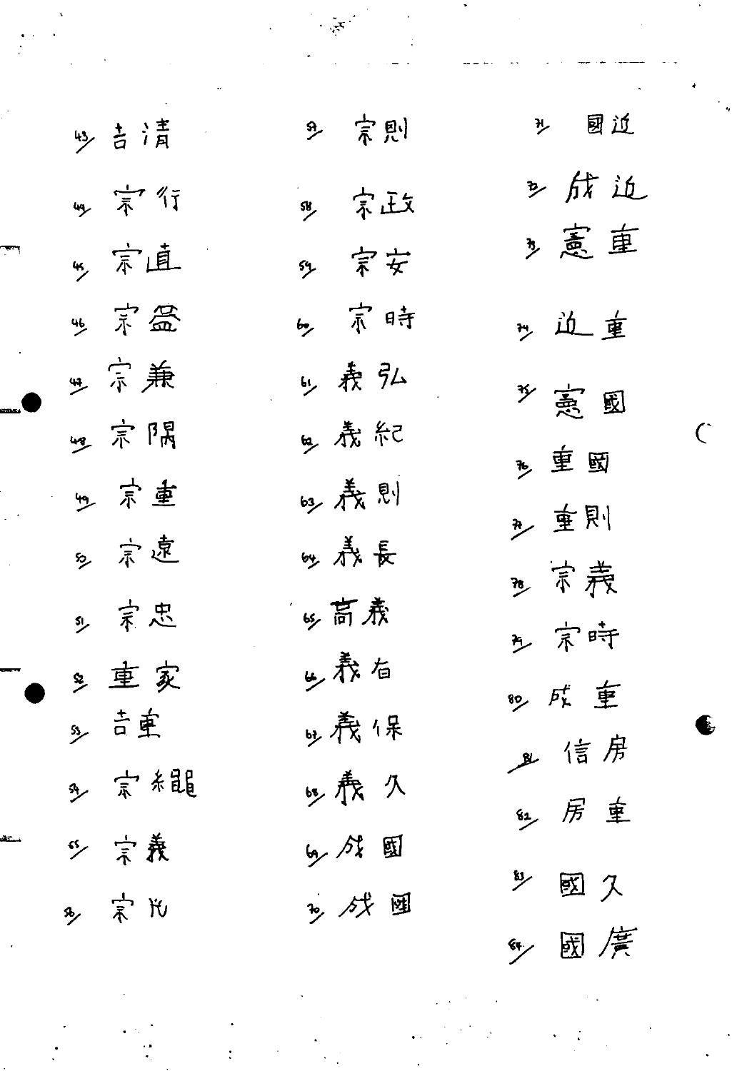43/ 吉清

44/ 宗行

45/ 宗直

46/ 宗益

47/ 宗兼

48/ 宗隅

49/ 宗重

50/ 宗遠

51/ 宗忠

52/ 重家

53/ 吉重

54/ 宗縄

55/ 宗義

56/ 宗光

57/ 宗則

58/ 宗政

59/ 宗安

60/ 宗時

61/ 義弘

62/ 義紀

63/ 義則

64/ 義長

65/ 高義

66/ 義右

67/ 義保

68/ 義久

69/ 成國

70/ 成國

71/ 國近

72/ 成近

73/ 憲重

74/ 近重

75/ 憲國

76/ 重國

77/ 重則

78/ 宗義

79/ 宗時

80/ 成重

81/ 信房

82/ 房重

83/ 國久

84/ 國廣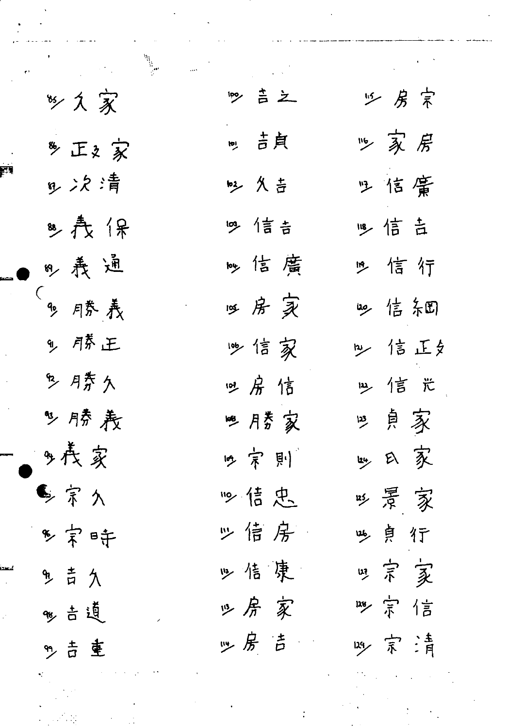85/ 久家

86/ 正文家

87/ 次清

88/ 義保

89/ 義通

90/ 勝義

91/ 勝正

92/ 勝久

93/ 勝義

94/ 義家

95/ 宗久

96/ 宗時

97/ 吉久

98/ 吉道

99/ 吉重

100/ 吉之

101/ 吉貞

102/ 久吉

103/ 信吉

104/ 信廣

105/ 房家

106/ 信家

107/ 房信

108/ 勝家

109/ 宗則

110/ 信忠

111/ 信房

112/ 信康

113/ 房家

114/ 房吉

115/ 房宗

116/ 家房

117/ 信廣

118/ 信吉

119/ 信行

120/ 信細

121/ 信正文

122/ 信光

123/ 貞家

124/ 氏家

125/ 景家

126/ 貞行

127/ 宗家

128/ 宗信

129/ 宗清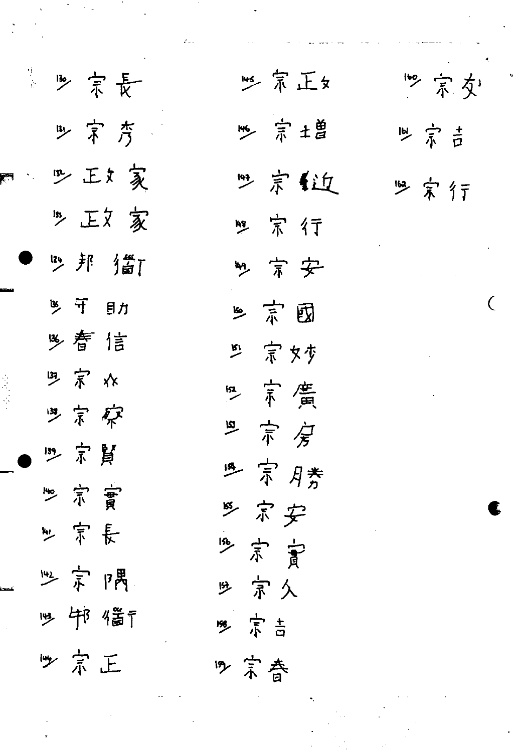130/ 宗長

131/ 宗秀

132/ 正次 家

133/ 正次 家

124/ 邦 衛

135/ 守 助

136/ 春 信

137/ 宗 次

138/ 宗 察

139/ 宗 貫

140/ 宗 寛

141/ 宗 長

142/ 宗 隅

143/ 邦 衛

144/ 宗 正

145/ 宗正次

146/ 宗 增

147/ 宗 繼

148/ 宗 行

149/ 宗 安

150/ 宗 國

151/ 宗 妙

152/ 宗 廣

153/ 宗 房

154/ 宗 勝

155/ 宗 安

156/ 宗 寛

157/ 宗 久

158/ 宗 吉

159/ 宗 春

160/ 宗 次

161/ 宗 吉

162/ 宗 行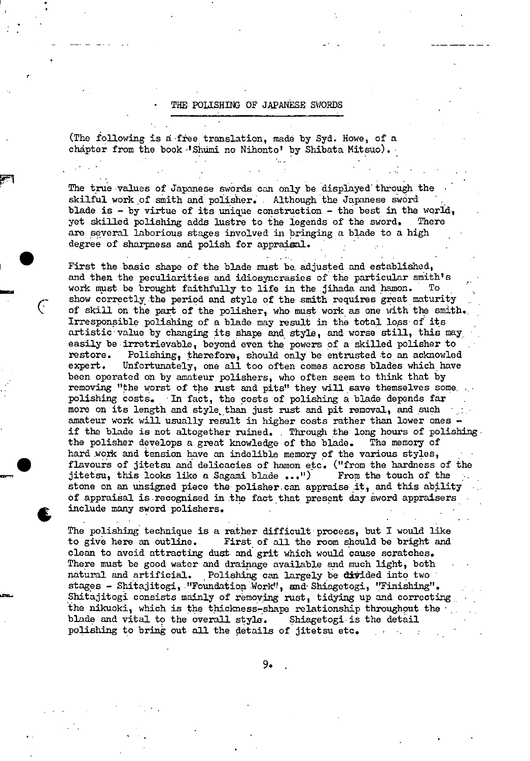## THE POLISHING OF JAPANESE SWORDS

(The following is a free translation, made by Syd. Howe, of a chapter from the book 'Shumi no Nihonto' by Shibata Mitsuo).

The true values of Japanese swords can only be displayed through the skilful work of smith and polisher. Although the Japanese sword blade is - by virtue of its unique construction - the best in the world, yet skilled polishing adds lustre to the legends of the sword. There are several laborious stages involved in bringing a blade to a high degree of sharpness and polish for appraisal.

First the basic shape of the blade must be adjusted and established, and then the peculiarities and idiosyncrasies of the particular smith's work must be brought faithfully to life in the jihada and hamon. To show correctly the period and style of the smith requires great maturity of skill on the part of the polisher, who must work as one with the smith. Irresponsible polishing of a blade may result in the total loss of its artistic value by changing its shape and style, and worse still, this may easily be irretrievable, beyond even the powers of a skilled polisher to restore. Polishing, therefore, should only be entrusted to an acknowled expert. Unfortunately, one all too often comes across blades which have been operated on by amateur polishers, who often seem to think that by removing "the worst of the rust and pits" they will save themselves some polishing costs. In fact, the costs of polishing a blade depends far more on its length and style than just rust and pit removal, and such amateur work will usually result in higher costs rather than lower ones - if the blade is not altogether ruined. Through the long hours of polishing the polisher develops a great knowledge of the blade. The memory of hard work and tension have an indelible memory of the various styles, flavours of jitetsu and delicacies of hamon etc. ("from the hardness of the jitetsu, this looks like a Sagami blade ...") From the touch of the stone on an unsigned piece the polisher can appraise it, and this ability of appraisal is recognised in the fact that present day sword appraisers include many sword polishers.

The polishing technique is a rather difficult process, but I would like to give here an outline. First of all the room should be bright and clean to avoid attracting dust and grit which would cause scratches. There must be good water and drainage available and much light, both natural and artificial. Polishing can largely be divided into two stages - Shitajitogi, "Foundation Work", and Shiagetogi, "Finishing". Shitajitogi consists mainly of removing rust, tidying up and correcting the nikuoki, which is the thickness-shape relationship throughout the blade and vital to the overall style. Shiagetogi is the detail polishing to bring out all the details of jitetsu etc.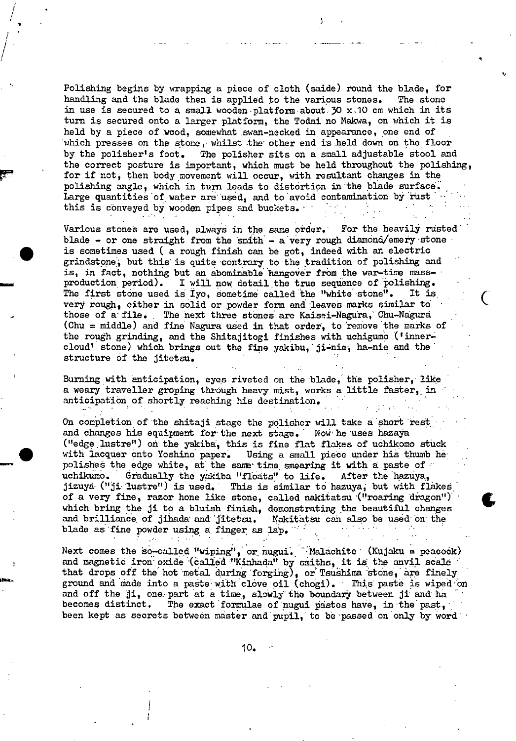Polishing begins by wrapping a piece of cloth (saide) round the blade, for handling and the blade then is applied to the various stones. The stone in use is secured to a small wooden platform about 30 x 10 cm which in its turn is secured onto a larger platform, the Todai no Makwa, on which it is held by a piece of wood, somewhat swan-necked in appearance, one end of which presses on the stone, whilst the other end is held down on the floor by the polisher's foot. The polisher sits on a small adjustable stool and the correct posture is important, which must be held throughout the polishing, for if not, then body movement will occur, with resultant changes in the polishing angle, which in turn leads to distortion in the blade surface. Large quantities of water are used, and to avoid contamination by rust this is conveyed by wooden pipes and buckets.

Various stones are used, always in the same order. For the heavily rusted blade - or one straight from the smith - a very rough diamond/emery stone is sometimes used ( a rough finish can be got, indeed with an electric grindstone, but this is quite contrary to the tradition of polishing and is, in fact, nothing but an abominable hangover from the war-time mass-production period). I will now detail the true sequence of polishing. The first stone used is Iyo, sometime called the "white stone". It is very rough, either in solid or powder form and leaves marks similar to those of a file. The next three stones are Kaisei-Nagura, Chu-Nagura (Chu = middle) and fine Nagura used in that order, to remove the marks of the rough grinding, and the Shitajitogi finishes with uchigumo ('inner-cloud' stone) which brings out the fine yakibu, ji-nie, ha-nie and the structure of the jitetsu.

Burning with anticipation, eyes riveted on the blade, the polisher, like a weary traveller groping through heavy mist, works a little faster, in anticipation of shortly reaching his destination.

On completion of the shitaji stage the polisher will take a short rest and changes his equipment for the next stage. Now he uses hazaya ("edge lustre") on the yakiba, this is fine flat flakes of uchikomo stuck with lacquer onto Yoshino paper. Using a small piece under his thumb he polishes the edge white, at the same time smearing it with a paste of uchikumo. Gradually the yakiba "floats" to life. After the hazuya, jizuya ("ji lustre") is used. This is similar to hazuya, but with flakes of a very fine, razor hone like stone, called nakitatsu ("roaring dragon") which bring the ji to a bluish finish, demonstrating the beautiful changes and brilliance of jihada and jitetsu. Nakitatsu can also be used on the blade as fine powder using a finger as lap.

Next comes the so-called "wiping", or nugui. Malachite (Kujaku = peacock) and magnetic iron oxide (called "Kinhada" by smiths, it is the anvil scale that drops off the hot metal during forging), or Tsushima stone, are finely ground and made into a paste with clove oil (chogi). This paste is wiped on and off the ji, one part at a time, slowly the boundary between ji and ha becomes distinct. The exact formulae of nugui pastes have, in the past, been kept as secrets between master and pupil, to be passed on only by word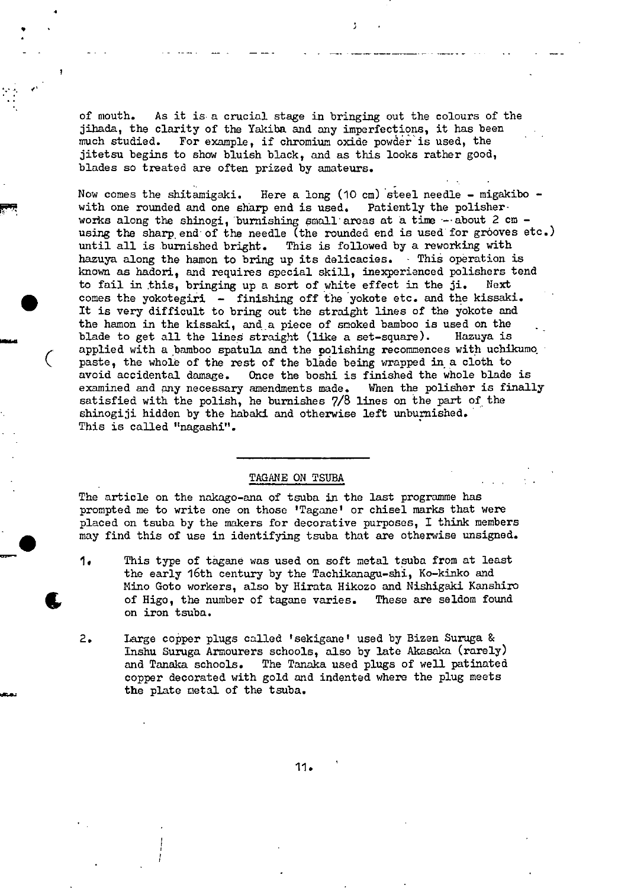of mouth. As it is a crucial stage in bringing out the colours of the jihada, the clarity of the Yakiba and any imperfections, it has been much studied. For example, if chromium oxide powder is used, the jitetsu begins to show bluish black, and as this looks rather good, blades so treated are often prized by amateurs.

Now comes the shitamigaki. Here a long (10 cm) steel needle - migakibo - with one rounded and one sharp end is used. Patiently the polisher works along the shinogi, burnishing small areas at a time -- about 2 cm - using the sharp end of the needle (the rounded end is used for grooves etc.) until all is burnished bright. This is followed by a reworking with hazuya along the hamon to bring up its delicacies. This operation is known as hadori, and requires special skill, inexperienced polishers tend to fail in this, bringing up a sort of white effect in the ji. Next comes the yokotegiri - finishing off the yokote etc. and the kissaki. It is very difficult to bring out the straight lines of the yokote and the hamon in the kissaki, and a piece of smoked bamboo is used on the blade to get all the lines straight (like a set-square). Hazuya is applied with a bamboo spatula and the polishing recommences with uchikumo paste, the whole of the rest of the blade being wrapped in a cloth to avoid accidental damage. Once the boshi is finished the whole blade is examined and any necessary amendments made. When the polisher is finally satisfied with the polish, he burnishes 7/8 lines on the part of the shinogiji hidden by the habaki and otherwise left unburnished. This is called "nagashi".

---

## TAGANE ON TSUBA

The article on the nakago-ana of tsuba in the last programme has prompted me to write one on those 'Tagane' or chisel marks that were placed on tsuba by the makers for decorative purposes, I think members may find this of use in identifying tsuba that are otherwise unsigned.

1. This type of tagane was used on soft metal tsuba from at least the early 16th century by the Tachikanagu-shi, Ko-kinko and Mino Goto workers, also by Hirata Hikozo and Nishigaki Kanshiro of Higo, the number of tagane varies. These are seldom found on iron tsuba.

2. Large copper plugs called 'sekigane' used by Bizen Suruga & Inshu Suruga Armourers schools, also by late Akasaka (rarely) and Tanaka schools. The Tanaka used plugs of well patinated copper decorated with gold and indented where the plug meets the plate metal of the tsuba.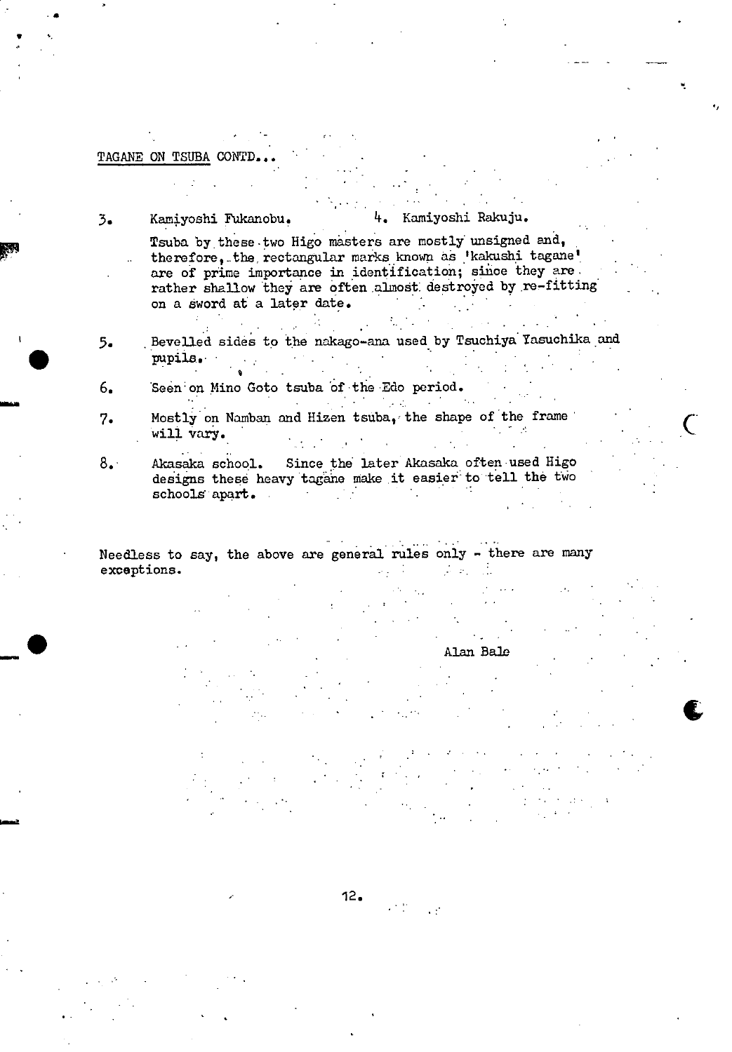TAGANE ON TSUBA CONTD...

3. Kamiyoshi Fukanobu.   4. Kamiyoshi Rakuju.

   Tsuba by these two Higo masters are mostly unsigned and, therefore, the rectangular marks known as 'kakushi tagane' are of prime importance in identification; since they are rather shallow they are often almost destroyed by re-fitting on a sword at a later date.

5. Bevelled sides to the nakago-ana used by Tsuchiya Yasuchika and pupils.

6. Seen on Mino Goto tsuba of the Edo period.

7. Mostly on Namban and Hizen tsuba, the shape of the frame will vary.

8. Akasaka school. Since the later Akasaka often used Higo designs these heavy tagane make it easier to tell the two schools apart.

Needless to say, the above are general rules only - there are many exceptions.

Alan Bale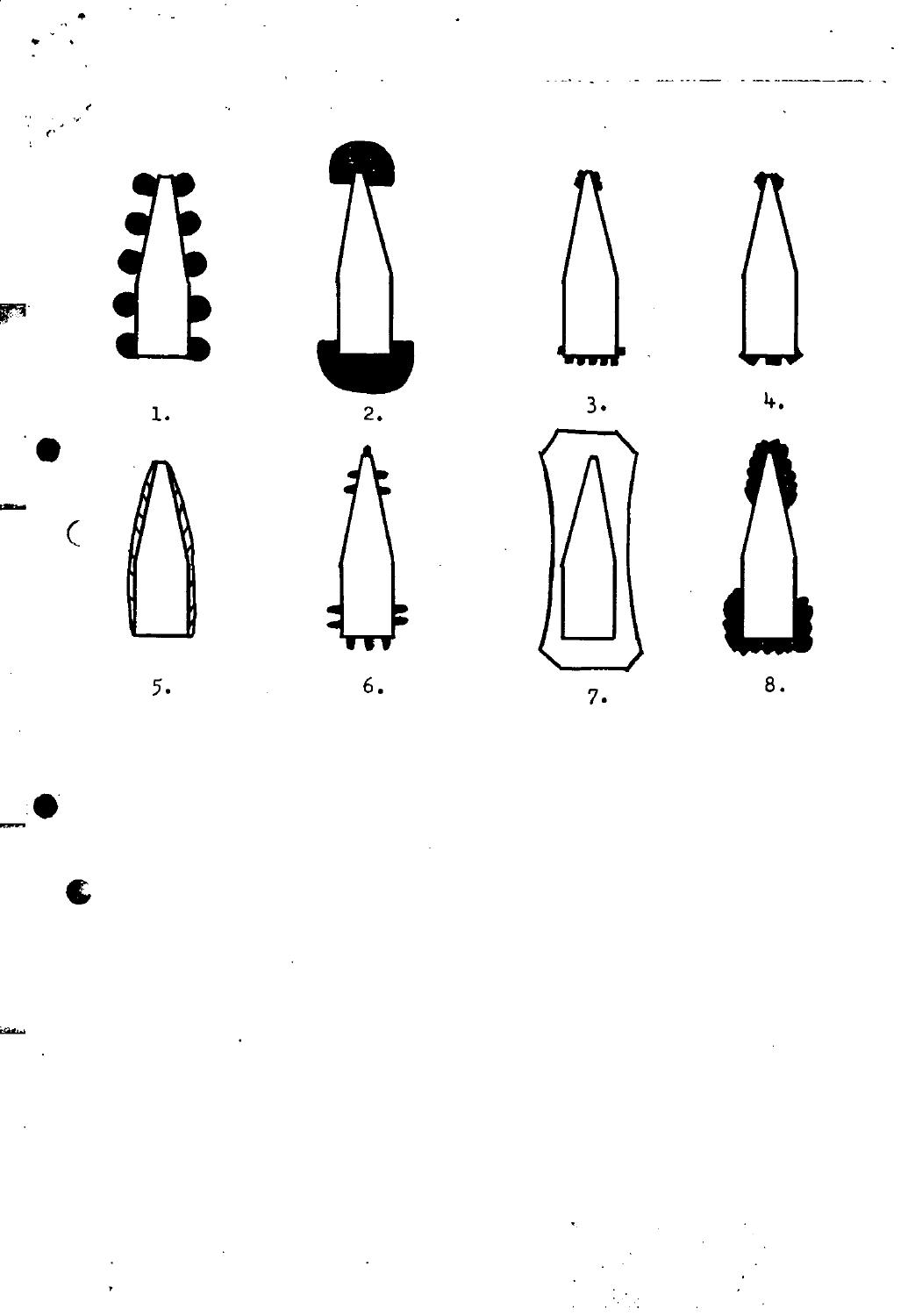1.

2.

3.

4.

5.

6.

7.

8.